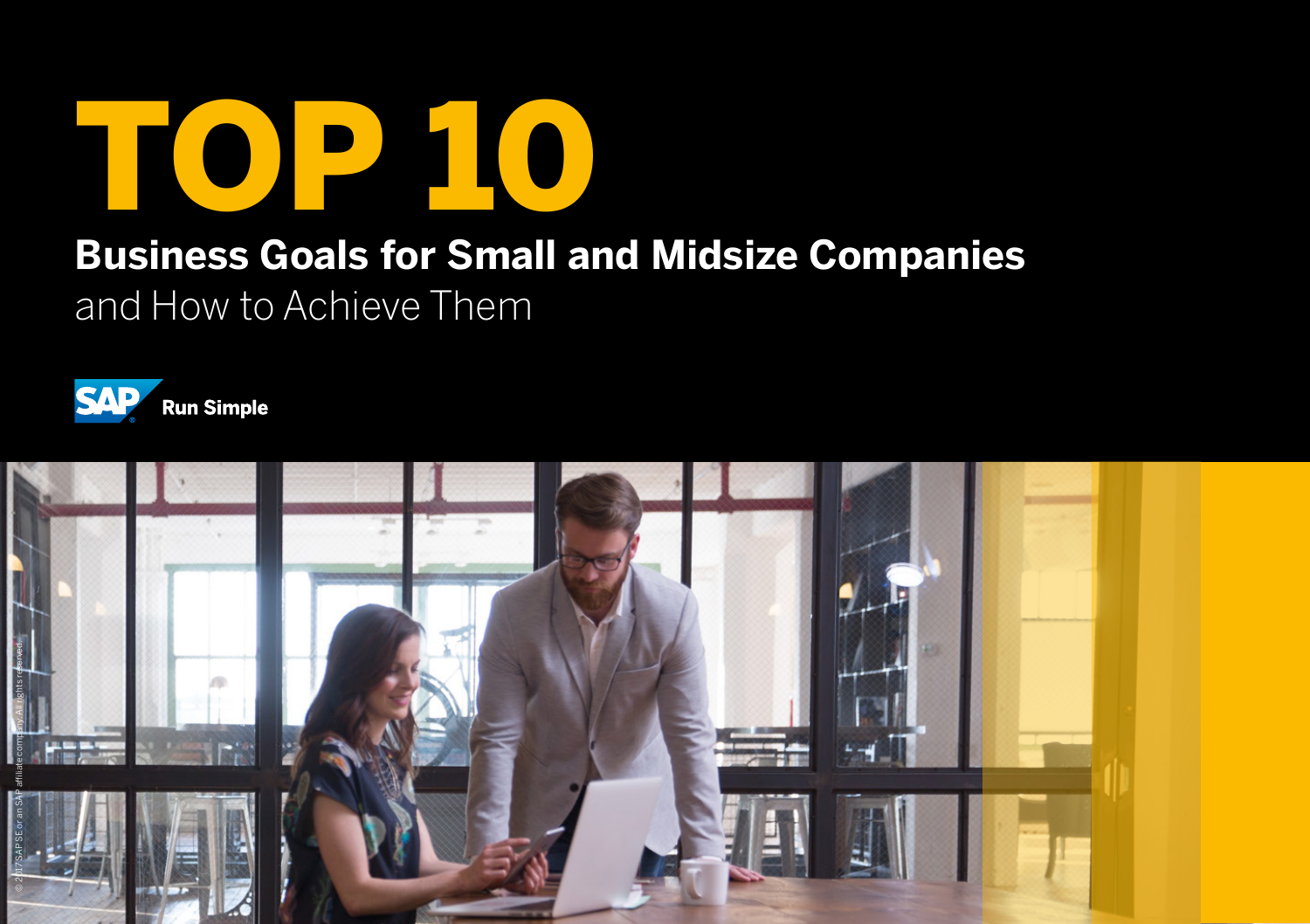# TOP 10

## Business Goals for Small and Midsize Companies

and How to Achieve Them

SAP Run Simple

© 2017 SAP SE or an SAP affiliate company. All rights reserved.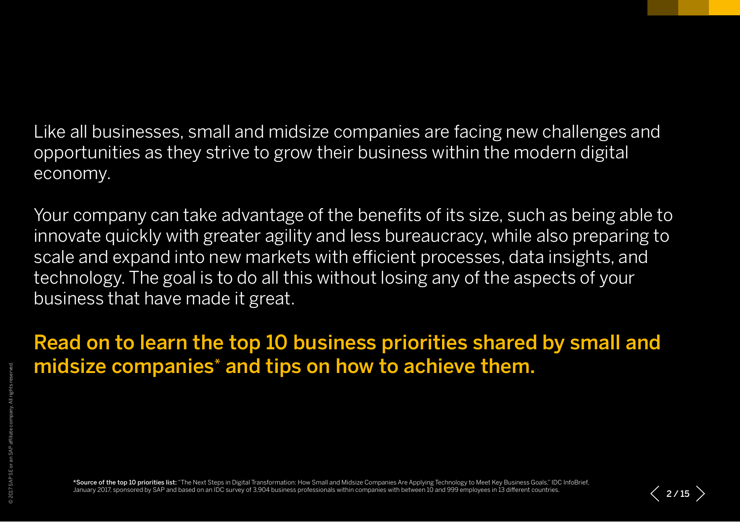Like all businesses, small and midsize companies are facing new challenges and opportunities as they strive to grow their business within the modern digital economy.

Your company can take advantage of the benefits of its size, such as being able to innovate quickly with greater agility and less bureaucracy, while also preparing to scale and expand into new markets with efficient processes, data insights, and technology. The goal is to do all this without losing any of the aspects of your business that have made it great.

**Read on to learn the top 10 business priorities shared by small and midsize companies* and tips on how to achieve them.**

***Source of the top 10 priorities list:** "The Next Steps in Digital Transformation: How Small and Midsize Companies Are Applying Technology to Meet Key Business Goals," IDC InfoBrief, January 2017, sponsored by SAP and based on an IDC survey of 3,904 business professionals within companies with between 10 and 999 employees in 13 different countries.

© 2017 SAP SE or an SAP affiliate company. All rights reserved.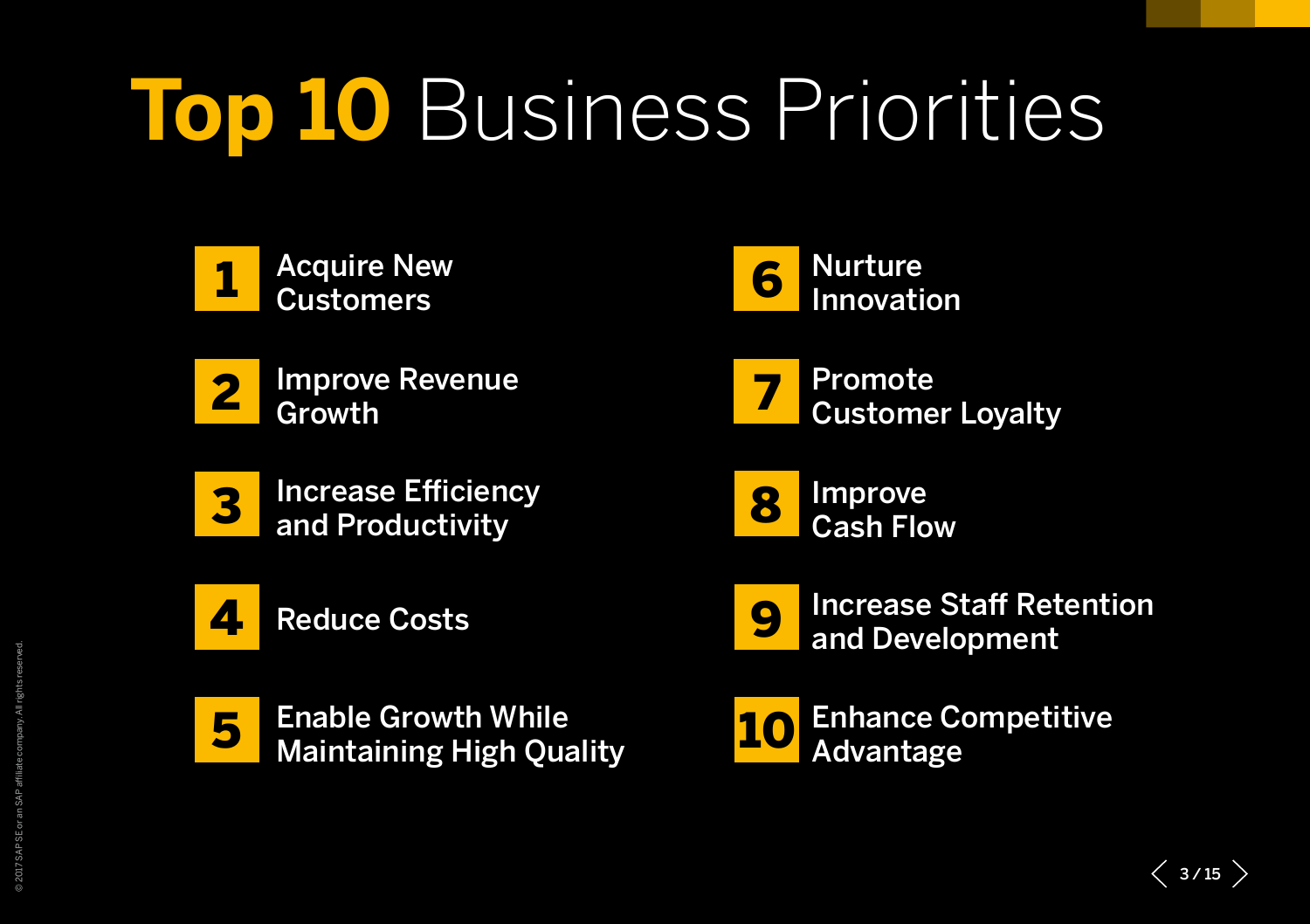# Top 10 Business Priorities

1. Acquire New Customers
2. Improve Revenue Growth
3. Increase Efficiency and Productivity
4. Reduce Costs
5. Enable Growth While Maintaining High Quality
6. Nurture Innovation
7. Promote Customer Loyalty
8. Improve Cash Flow
9. Increase Staff Retention and Development
10. Enhance Competitive Advantage

© 2017 SAP SE or an SAP affiliate company. All rights reserved.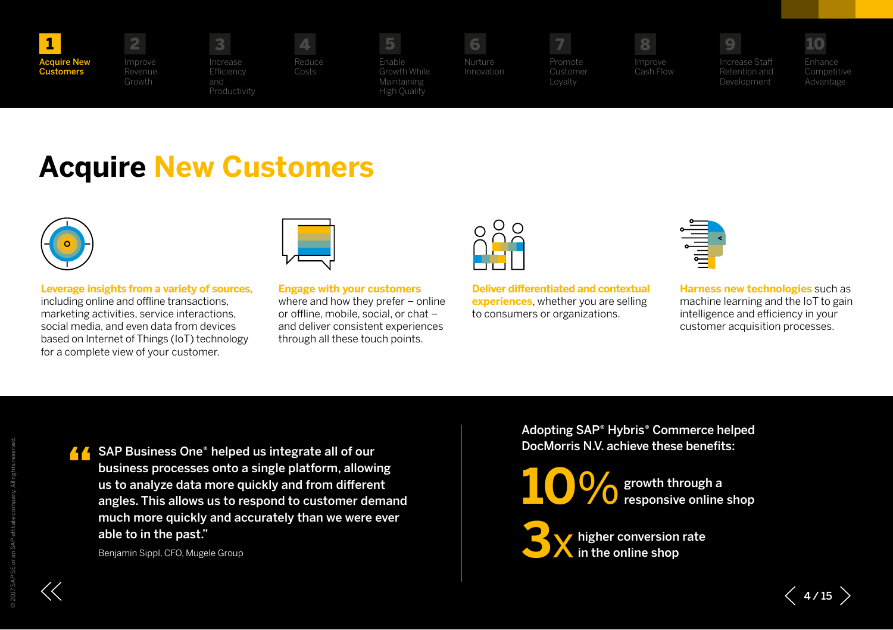1 Acquire New Customers | 2 Improve Revenue Growth | 3 Increase Efficiency and Productivity | 4 Reduce Costs | 5 Enable Growth While Maintaining High Quality | 6 Nurture Innovation | 7 Promote Customer Loyalty | 8 Improve Cash Flow | 9 Increase Staff Retention and Development | 10 Enhance Competitive Advantage

# Acquire New Customers

**Leverage insights from a variety of sources,** including online and offline transactions, marketing activities, service interactions, social media, and even data from devices based on Internet of Things (IoT) technology for a complete view of your customer.

**Engage with your customers** where and how they prefer – online or offline, mobile, social, or chat – and deliver consistent experiences through all these touch points.

**Deliver differentiated and contextual experiences**, whether you are selling to consumers or organizations.

**Harness new technologies** such as machine learning and the IoT to gain intelligence and efficiency in your customer acquisition processes.

> "SAP Business One® helped us integrate all of our business processes onto a single platform, allowing us to analyze data more quickly and from different angles. This allows us to respond to customer demand much more quickly and accurately than we were ever able to in the past."
>
> Benjamin Sippl, CFO, Mugele Group

Adopting SAP® Hybris® Commerce helped DocMorris N.V. achieve these benefits:

**10%** growth through a responsive online shop

**3x** higher conversion rate in the online shop

© 2017 SAP SE or an SAP affiliate company. All rights reserved.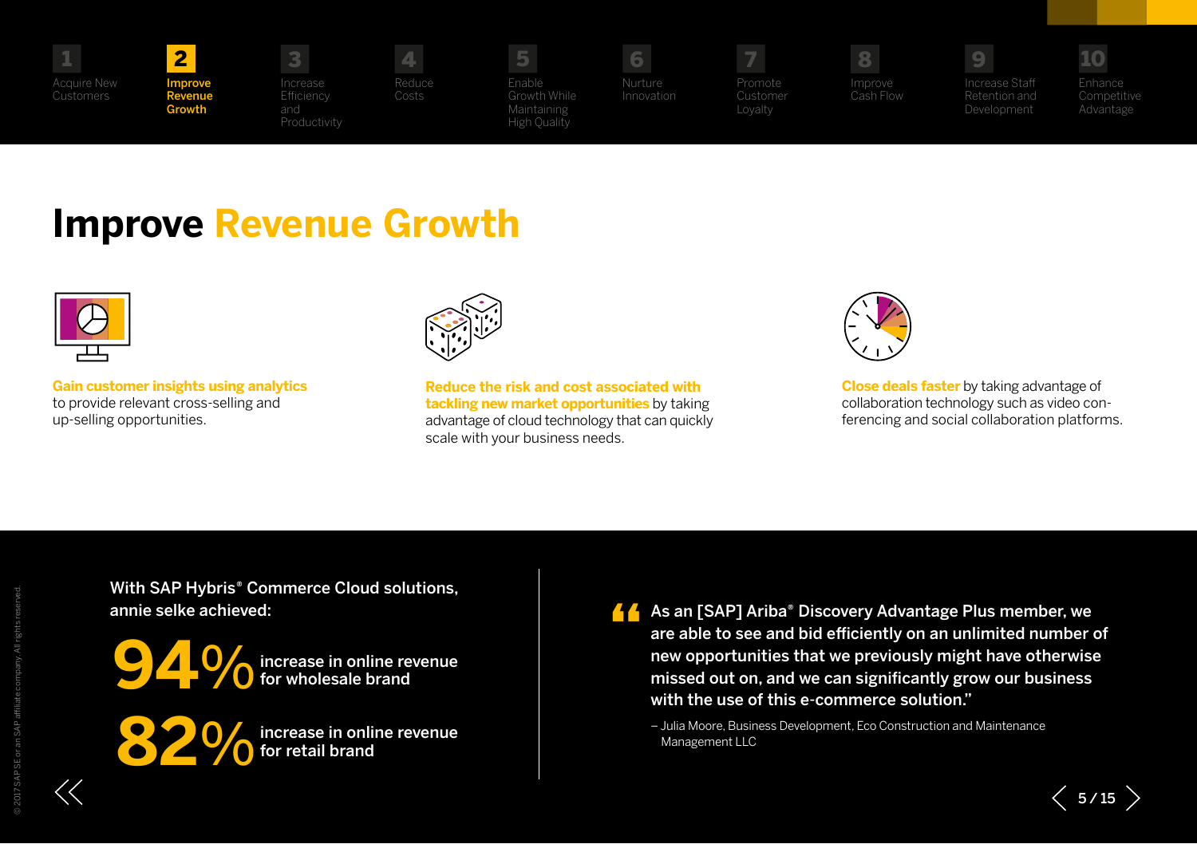1 Acquire New Customers | **2 Improve Revenue Growth** | 3 Increase Efficiency and Productivity | 4 Reduce Costs | 5 Enable Growth While Maintaining High Quality | 6 Nurture Innovation | 7 Promote Customer Loyalty | 8 Improve Cash Flow | 9 Increase Staff Retention and Development | 10 Enhance Competitive Advantage

# Improve Revenue Growth

**Gain customer insights using analytics** to provide relevant cross-selling and up-selling opportunities.

**Reduce the risk and cost associated with tackling new market opportunities** by taking advantage of cloud technology that can quickly scale with your business needs.

**Close deals faster** by taking advantage of collaboration technology such as video conferencing and social collaboration platforms.

With SAP Hybris® Commerce Cloud solutions, annie selke achieved:

**94%** increase in online revenue for wholesale brand

**82%** increase in online revenue for retail brand

> "As an [SAP] Ariba® Discovery Advantage Plus member, we are able to see and bid efficiently on an unlimited number of new opportunities that we previously might have otherwise missed out on, and we can significantly grow our business with the use of this e-commerce solution."
>
> – Julia Moore, Business Development, Eco Construction and Maintenance Management LLC

© 2017 SAP SE or an SAP affiliate company. All rights reserved.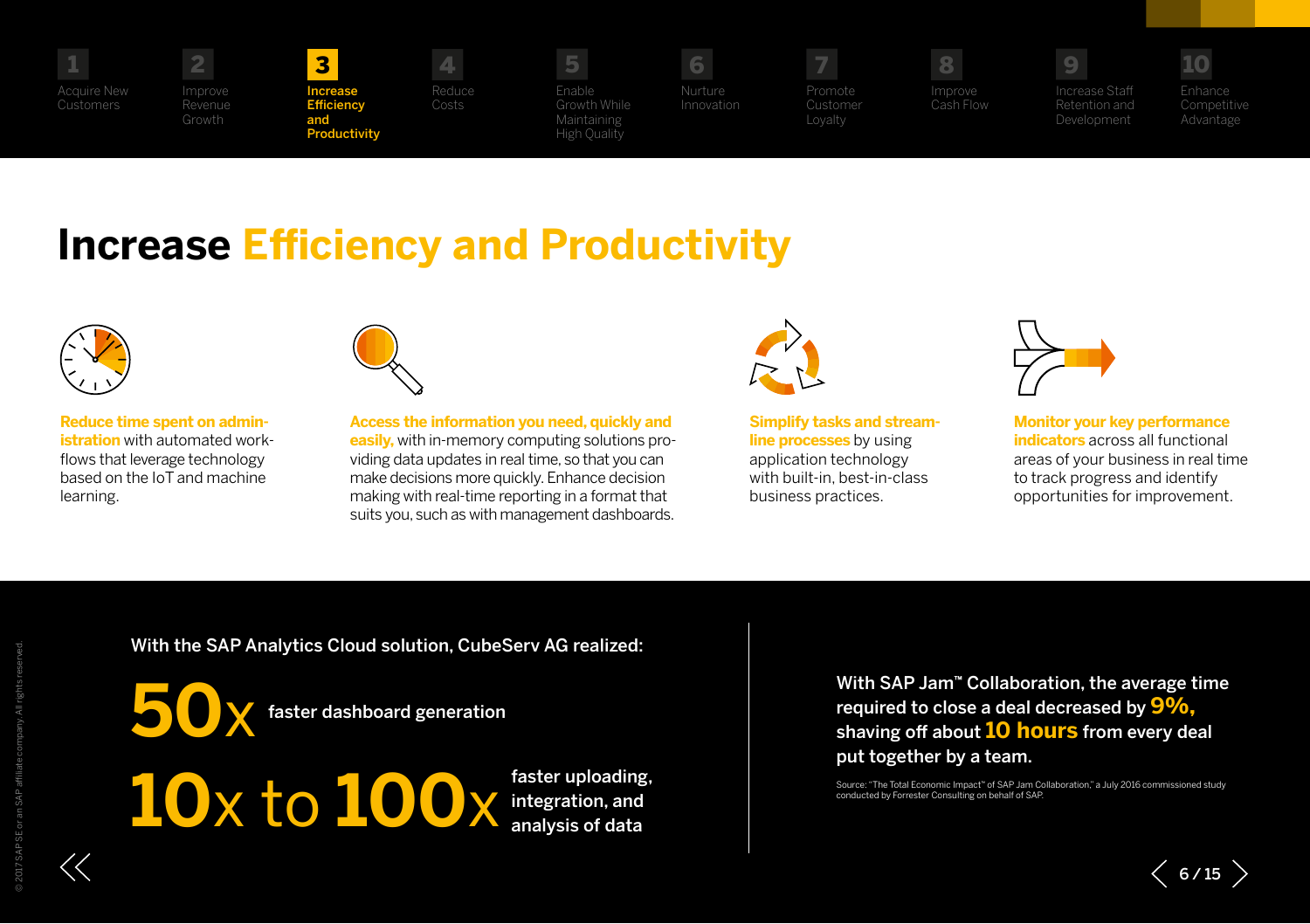# Increase Efficiency and Productivity

**Reduce time spent on administration** with automated workflows that leverage technology based on the IoT and machine learning.

**Access the information you need, quickly and easily,** with in-memory computing solutions providing data updates in real time, so that you can make decisions more quickly. Enhance decision making with real-time reporting in a format that suits you, such as with management dashboards.

**Simplify tasks and streamline processes** by using application technology with built-in, best-in-class business practices.

**Monitor your key performance indicators** across all functional areas of your business in real time to track progress and identify opportunities for improvement.

With the SAP Analytics Cloud solution, CubeServ AG realized:

**50x** faster dashboard generation

**10x to 100x** faster uploading, integration, and analysis of data

With SAP Jam™ Collaboration, the average time required to close a deal decreased by **9%,** shaving off about **10 hours** from every deal put together by a team.

Source: "The Total Economic Impact™ of SAP Jam Collaboration," a July 2016 commissioned study conducted by Forrester Consulting on behalf of SAP.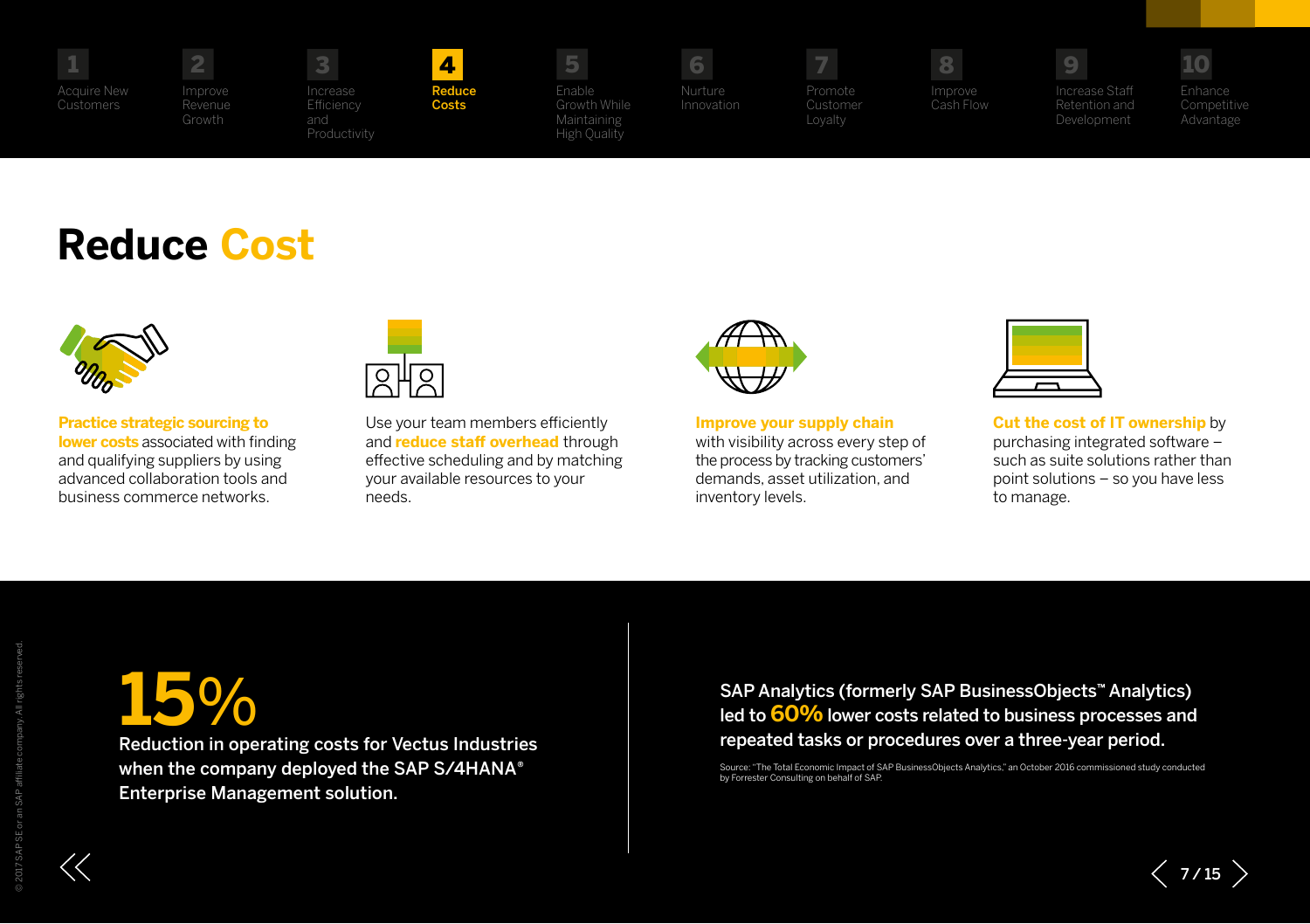1 Acquire New Customers | 2 Improve Revenue Growth | 3 Increase Efficiency and Productivity | **4 Reduce Costs** | 5 Enable Growth While Maintaining High Quality | 6 Nurture Innovation | 7 Promote Customer Loyalty | 8 Improve Cash Flow | 9 Increase Staff Retention and Development | 10 Enhance Competitive Advantage

# Reduce Cost

**Practice strategic sourcing to lower costs** associated with finding and qualifying suppliers by using advanced collaboration tools and business commerce networks.

Use your team members efficiently and **reduce staff overhead** through effective scheduling and by matching your available resources to your needs.

**Improve your supply chain** with visibility across every step of the process by tracking customers' demands, asset utilization, and inventory levels.

**Cut the cost of IT ownership** by purchasing integrated software – such as suite solutions rather than point solutions – so you have less to manage.

**15%**

**Reduction in operating costs for Vectus Industries when the company deployed the SAP S/4HANA® Enterprise Management solution.**

**SAP Analytics (formerly SAP BusinessObjects™ Analytics) led to 60% lower costs related to business processes and repeated tasks or procedures over a three-year period.**

Source: "The Total Economic Impact of SAP BusinessObjects Analytics," an October 2016 commissioned study conducted by Forrester Consulting on behalf of SAP.

© 2017 SAP SE or an SAP affiliate company. All rights reserved.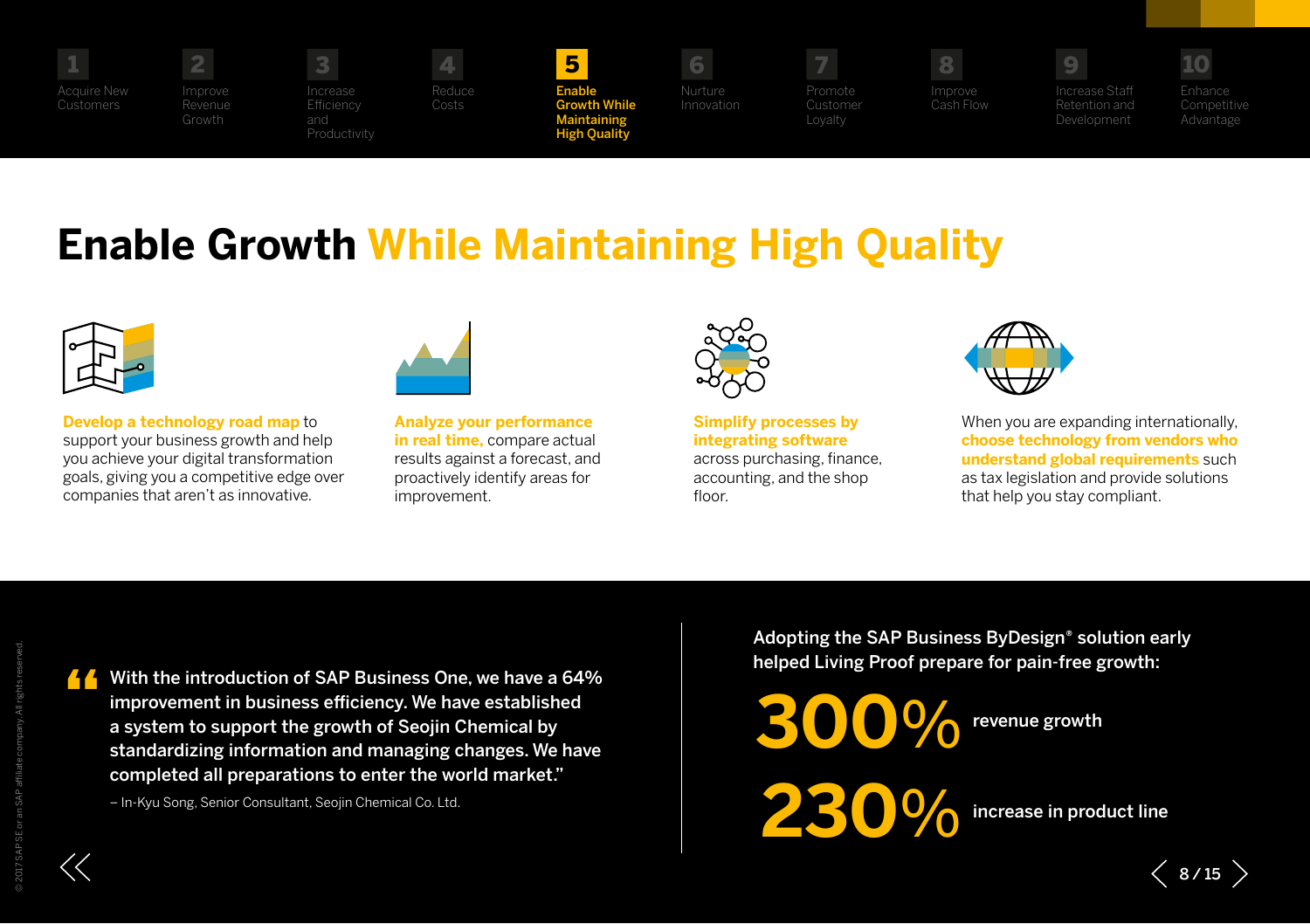1 Acquire New Customers | 2 Improve Revenue Growth | 3 Increase Efficiency and Productivity | 4 Reduce Costs | **5 Enable Growth While Maintaining High Quality** | 6 Nurture Innovation | 7 Promote Customer Loyalty | 8 Improve Cash Flow | 9 Increase Staff Retention and Development | 10 Enhance Competitive Advantage

# Enable Growth While Maintaining High Quality

**Develop a technology road map** to support your business growth and help you achieve your digital transformation goals, giving you a competitive edge over companies that aren't as innovative.

**Analyze your performance in real time,** compare actual results against a forecast, and proactively identify areas for improvement.

**Simplify processes by integrating software** across purchasing, finance, accounting, and the shop floor.

When you are expanding internationally, **choose technology from vendors who understand global requirements** such as tax legislation and provide solutions that help you stay compliant.

> "With the introduction of SAP Business One, we have a 64% improvement in business efficiency. We have established a system to support the growth of Seojin Chemical by standardizing information and managing changes. We have completed all preparations to enter the world market."
>
> – In-Kyu Song, Senior Consultant, Seojin Chemical Co. Ltd.

Adopting the SAP Business ByDesign® solution early helped Living Proof prepare for pain-free growth:

**300%** revenue growth

**230%** increase in product line

© 2017 SAP SE or an SAP affiliate company. All rights reserved.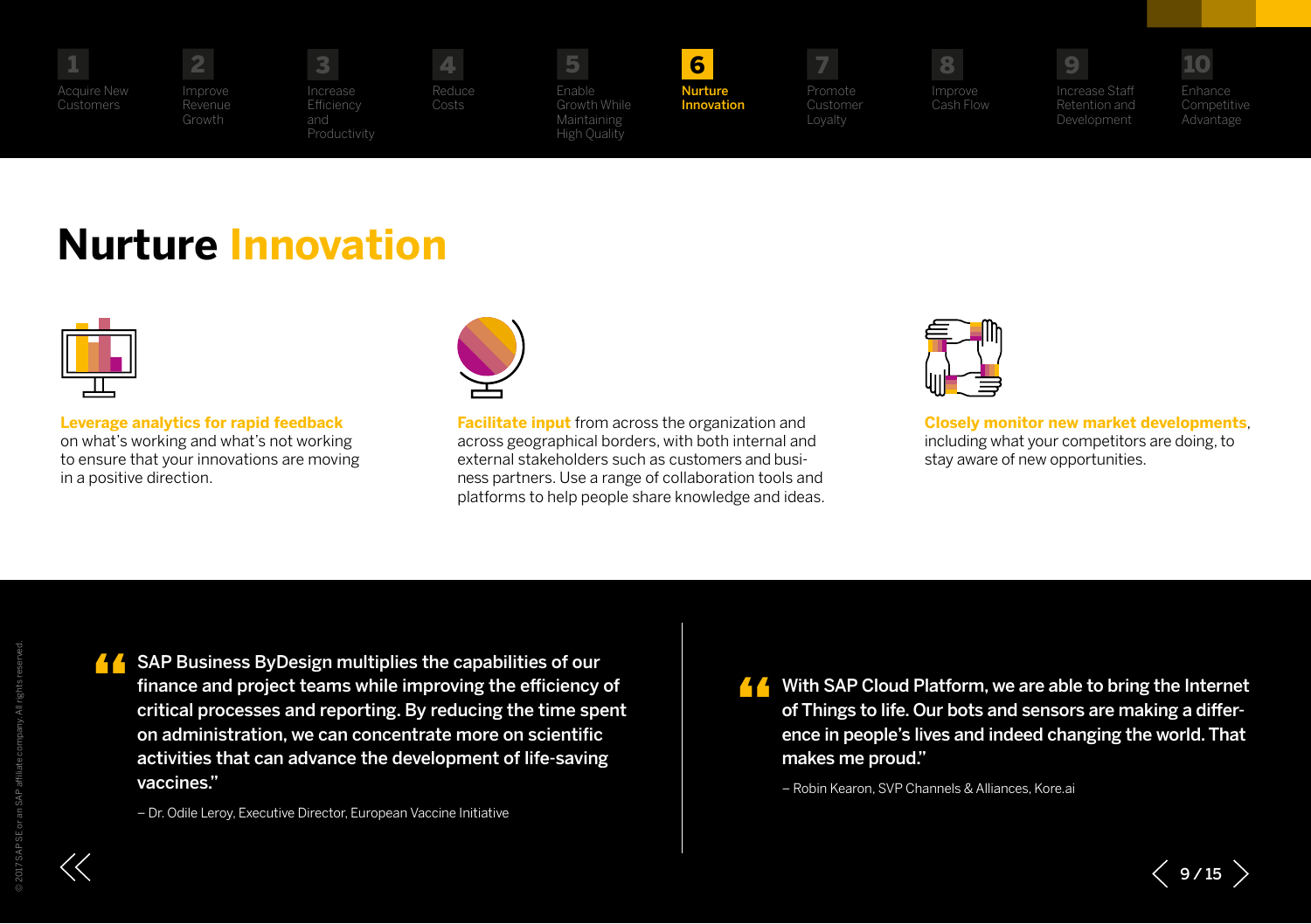1 Acquire New Customers | 2 Improve Revenue Growth | 3 Increase Efficiency and Productivity | 4 Reduce Costs | 5 Enable Growth While Maintaining High Quality | **6 Nurture Innovation** | 7 Promote Customer Loyalty | 8 Improve Cash Flow | 9 Increase Staff Retention and Development | 10 Enhance Competitive Advantage

# Nurture Innovation

**Leverage analytics for rapid feedback** on what's working and what's not working to ensure that your innovations are moving in a positive direction.

**Facilitate input** from across the organization and across geographical borders, with both internal and external stakeholders such as customers and business partners. Use a range of collaboration tools and platforms to help people share knowledge and ideas.

**Closely monitor new market developments**, including what your competitors are doing, to stay aware of new opportunities.

> "SAP Business ByDesign multiplies the capabilities of our finance and project teams while improving the efficiency of critical processes and reporting. By reducing the time spent on administration, we can concentrate more on scientific activities that can advance the development of life-saving vaccines."
>
> – Dr. Odile Leroy, Executive Director, European Vaccine Initiative

> "With SAP Cloud Platform, we are able to bring the Internet of Things to life. Our bots and sensors are making a difference in people's lives and indeed changing the world. That makes me proud."
>
> – Robin Kearon, SVP Channels & Alliances, Kore.ai

© 2017 SAP SE or an SAP affiliate company. All rights reserved.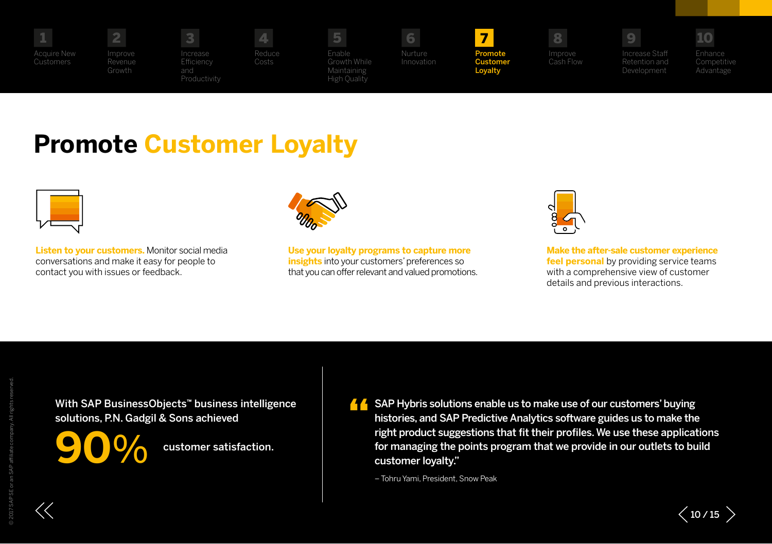1 Acquire New Customers | 2 Improve Revenue Growth | 3 Increase Efficiency and Productivity | 4 Reduce Costs | 5 Enable Growth While Maintaining High Quality | 6 Nurture Innovation | **7 Promote Customer Loyalty** | 8 Improve Cash Flow | 9 Increase Staff Retention and Development | 10 Enhance Competitive Advantage

# Promote Customer Loyalty

**Listen to your customers.** Monitor social media conversations and make it easy for people to contact you with issues or feedback.

**Use your loyalty programs to capture more insights** into your customers' preferences so that you can offer relevant and valued promotions.

**Make the after-sale customer experience feel personal** by providing service teams with a comprehensive view of customer details and previous interactions.

With SAP BusinessObjects™ business intelligence solutions, P.N. Gadgil & Sons achieved

**90%** customer satisfaction.

> "SAP Hybris solutions enable us to make use of our customers' buying histories, and SAP Predictive Analytics software guides us to make the right product suggestions that fit their profiles. We use these applications for managing the points program that we provide in our outlets to build customer loyalty."
>
> – Tohru Yami, President, Snow Peak

© 2017 SAP SE or an SAP affiliate company. All rights reserved.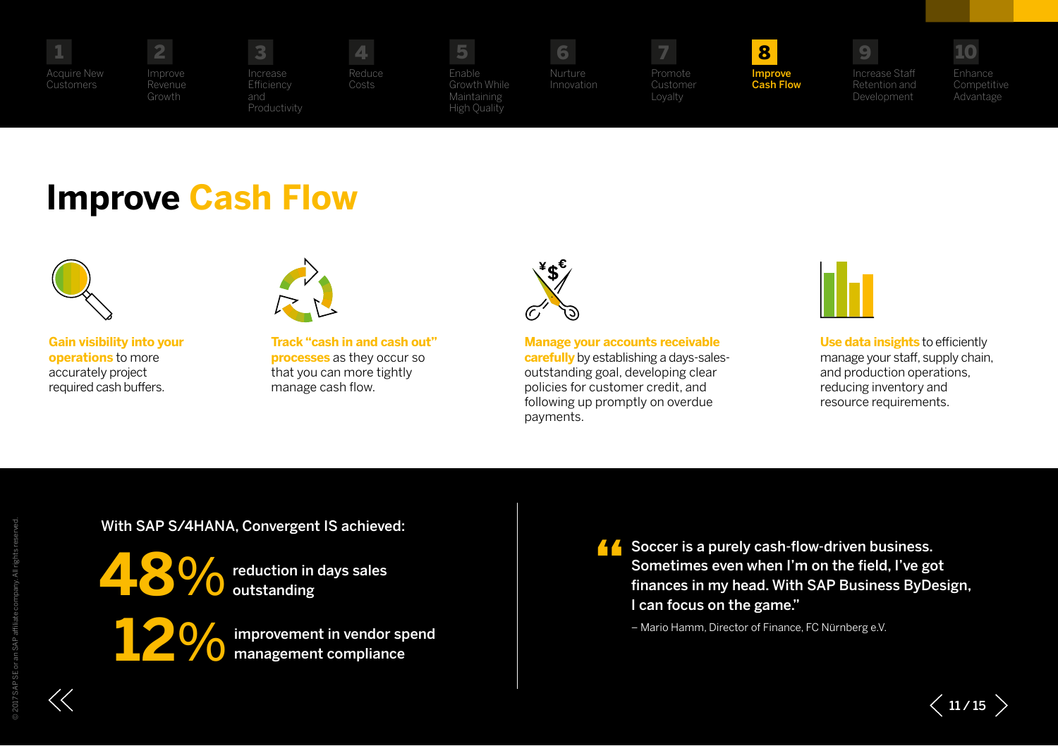1 Acquire New Customers | 2 Improve Revenue Growth | 3 Increase Efficiency and Productivity | 4 Reduce Costs | 5 Enable Growth While Maintaining High Quality | 6 Nurture Innovation | 7 Promote Customer Loyalty | **8 Improve Cash Flow** | 9 Increase Staff Retention and Development | 10 Enhance Competitive Advantage

# Improve Cash Flow

**Gain visibility into your operations** to more accurately project required cash buffers.

**Track "cash in and cash out" processes** as they occur so that you can more tightly manage cash flow.

**Manage your accounts receivable carefully** by establishing a days-sales-outstanding goal, developing clear policies for customer credit, and following up promptly on overdue payments.

**Use data insights** to efficiently manage your staff, supply chain, and production operations, reducing inventory and resource requirements.

With SAP S/4HANA, Convergent IS achieved:

**48%** reduction in days sales outstanding

**12%** improvement in vendor spend management compliance

> "Soccer is a purely cash-flow-driven business. Sometimes even when I'm on the field, I've got finances in my head. With SAP Business ByDesign, I can focus on the game."
>
> – Mario Hamm, Director of Finance, FC Nürnberg e.V.

© 2017 SAP SE or an SAP affiliate company. All rights reserved.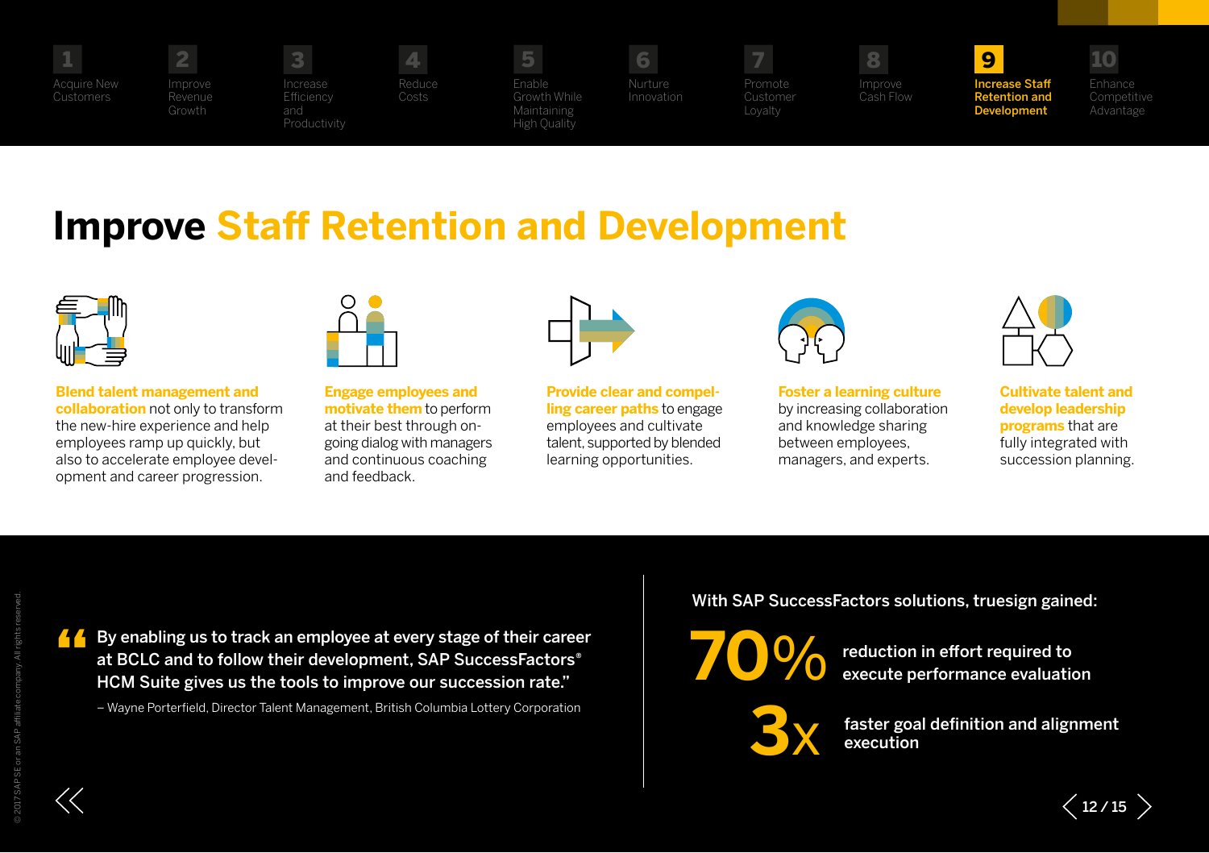1 Acquire New Customers
2 Improve Revenue Growth
3 Increase Efficiency and Productivity
4 Reduce Costs
5 Enable Growth While Maintaining High Quality
6 Nurture Innovation
7 Promote Customer Loyalty
8 Improve Cash Flow
**9 Increase Staff Retention and Development**
10 Enhance Competitive Advantage

# Improve Staff Retention and Development

**Blend talent management and collaboration** not only to transform the new-hire experience and help employees ramp up quickly, but also to accelerate employee development and career progression.

**Engage employees and motivate them** to perform at their best through ongoing dialog with managers and continuous coaching and feedback.

**Provide clear and compelling career paths** to engage employees and cultivate talent, supported by blended learning opportunities.

**Foster a learning culture** by increasing collaboration and knowledge sharing between employees, managers, and experts.

**Cultivate talent and develop leadership programs** that are fully integrated with succession planning.

> **By enabling us to track an employee at every stage of their career at BCLC and to follow their development, SAP SuccessFactors® HCM Suite gives us the tools to improve our succession rate.”**
>
> – Wayne Porterfield, Director Talent Management, British Columbia Lottery Corporation

**With SAP SuccessFactors solutions, truesign gained:**

**70%** reduction in effort required to execute performance evaluation

**3x** faster goal definition and alignment execution

© 2017 SAP SE or an SAP affiliate company. All rights reserved.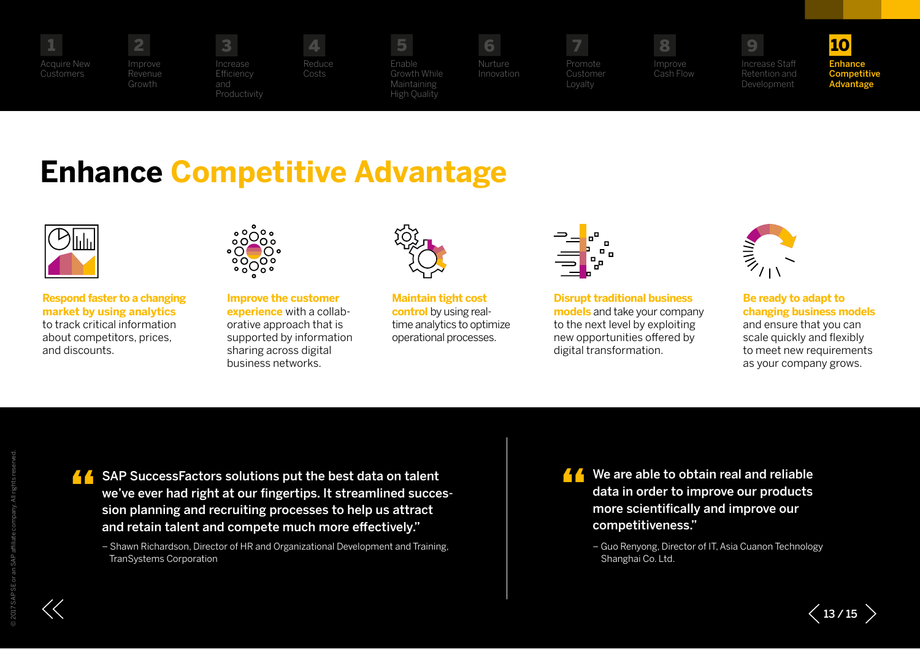1 Acquire New Customers | 2 Improve Revenue Growth | 3 Increase Efficiency and Productivity | 4 Reduce Costs | 5 Enable Growth While Maintaining High Quality | 6 Nurture Innovation | 7 Promote Customer Loyalty | 8 Improve Cash Flow | 9 Increase Staff Retention and Development | 10 Enhance Competitive Advantage

# Enhance Competitive Advantage

**Respond faster to a changing market by using analytics** to track critical information about competitors, prices, and discounts.

**Improve the customer experience** with a collaborative approach that is supported by information sharing across digital business networks.

**Maintain tight cost control** by using real-time analytics to optimize operational processes.

**Disrupt traditional business models** and take your company to the next level by exploiting new opportunities offered by digital transformation.

**Be ready to adapt to changing business models** and ensure that you can scale quickly and flexibly to meet new requirements as your company grows.

> "SAP SuccessFactors solutions put the best data on talent we've ever had right at our fingertips. It streamlined succession planning and recruiting processes to help us attract and retain talent and compete much more effectively."
>
> – Shawn Richardson, Director of HR and Organizational Development and Training, TranSystems Corporation

> "We are able to obtain real and reliable data in order to improve our products more scientifically and improve our competitiveness."
>
> – Guo Renyong, Director of IT, Asia Cuanon Technology Shanghai Co. Ltd.

© 2017 SAP SE or an SAP affiliate company. All rights reserved.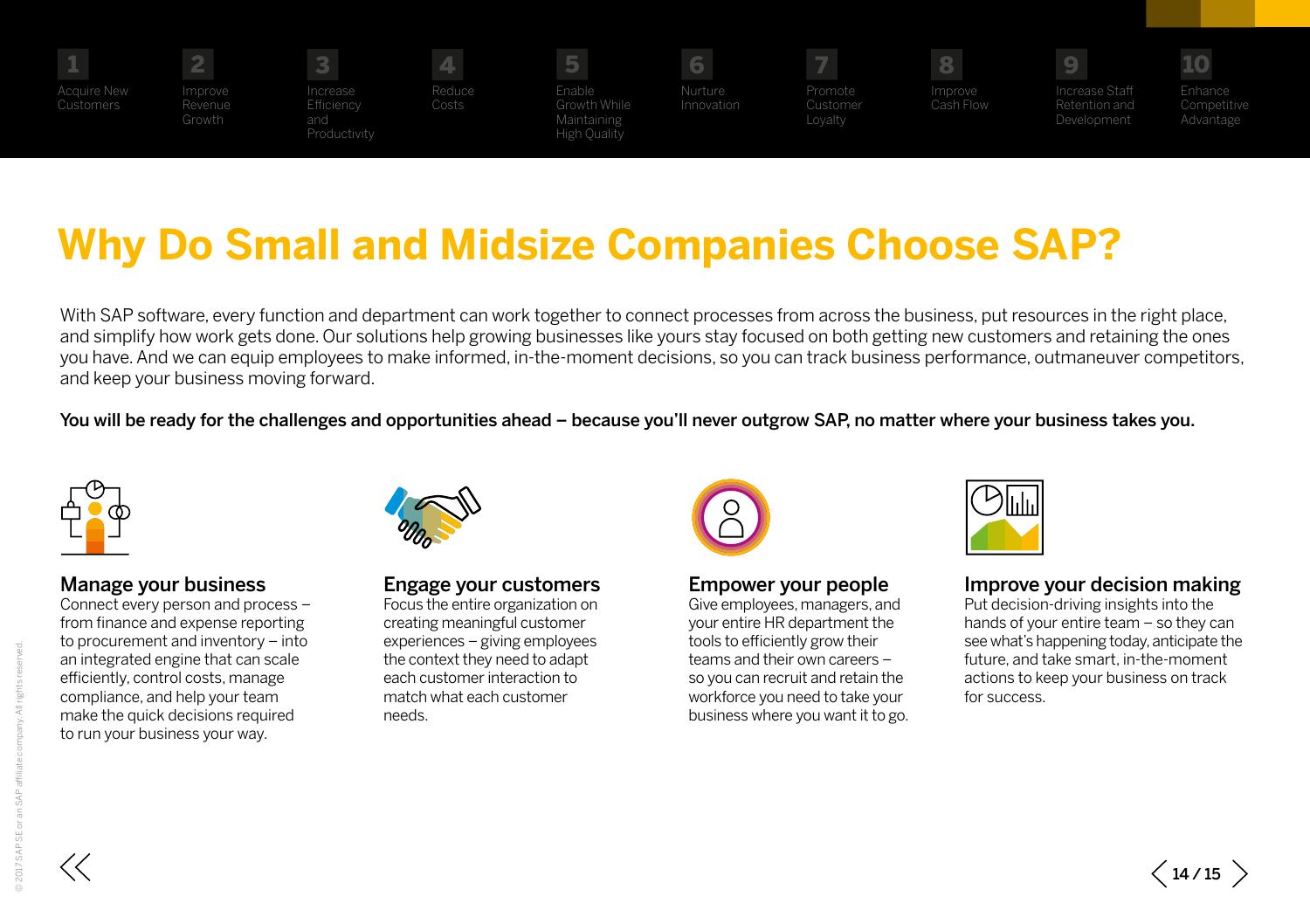1 Acquire New Customers

2 Improve Revenue Growth

3 Increase Efficiency and Productivity

4 Reduce Costs

5 Enable Growth While Maintaining High Quality

6 Nurture Innovation

7 Promote Customer Loyalty

8 Improve Cash Flow

9 Increase Staff Retention and Development

10 Enhance Competitive Advantage

# Why Do Small and Midsize Companies Choose SAP?

With SAP software, every function and department can work together to connect processes from across the business, put resources in the right place, and simplify how work gets done. Our solutions help growing businesses like yours stay focused on both getting new customers and retaining the ones you have. And we can equip employees to make informed, in-the-moment decisions, so you can track business performance, outmaneuver competitors, and keep your business moving forward.

**You will be ready for the challenges and opportunities ahead – because you'll never outgrow SAP, no matter where your business takes you.**

## Manage your business

Connect every person and process – from finance and expense reporting to procurement and inventory – into an integrated engine that can scale efficiently, control costs, manage compliance, and help your team make the quick decisions required to run your business your way.

## Engage your customers

Focus the entire organization on creating meaningful customer experiences – giving employees the context they need to adapt each customer interaction to match what each customer needs.

## Empower your people

Give employees, managers, and your entire HR department the tools to efficiently grow their teams and their own careers – so you can recruit and retain the workforce you need to take your business where you want it to go.

## Improve your decision making

Put decision-driving insights into the hands of your entire team – so they can see what's happening today, anticipate the future, and take smart, in-the-moment actions to keep your business on track for success.

© 2017 SAP SE or an SAP affiliate company. All rights reserved.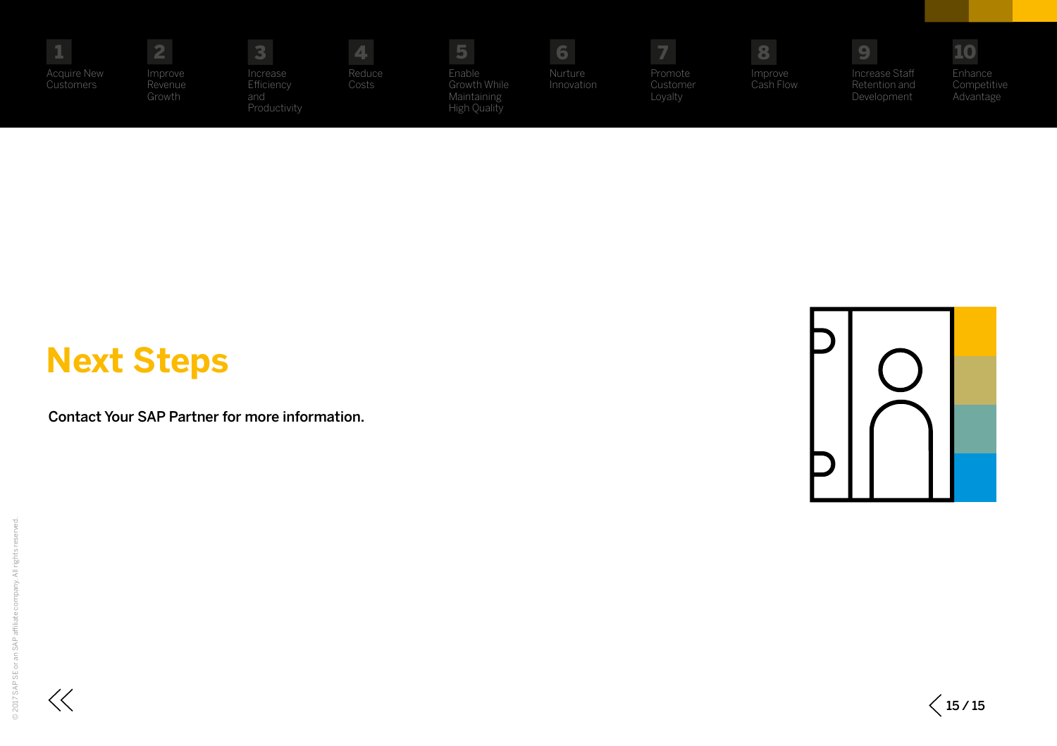1 Acquire New Customers | 2 Improve Revenue Growth | 3 Increase Efficiency and Productivity | 4 Reduce Costs | 5 Enable Growth While Maintaining High Quality | 6 Nurture Innovation | 7 Promote Customer Loyalty | 8 Improve Cash Flow | 9 Increase Staff Retention and Development | 10 Enhance Competitive Advantage

# Next Steps

Contact Your SAP Partner for more information.

© 2017 SAP SE or an SAP affiliate company. All rights reserved.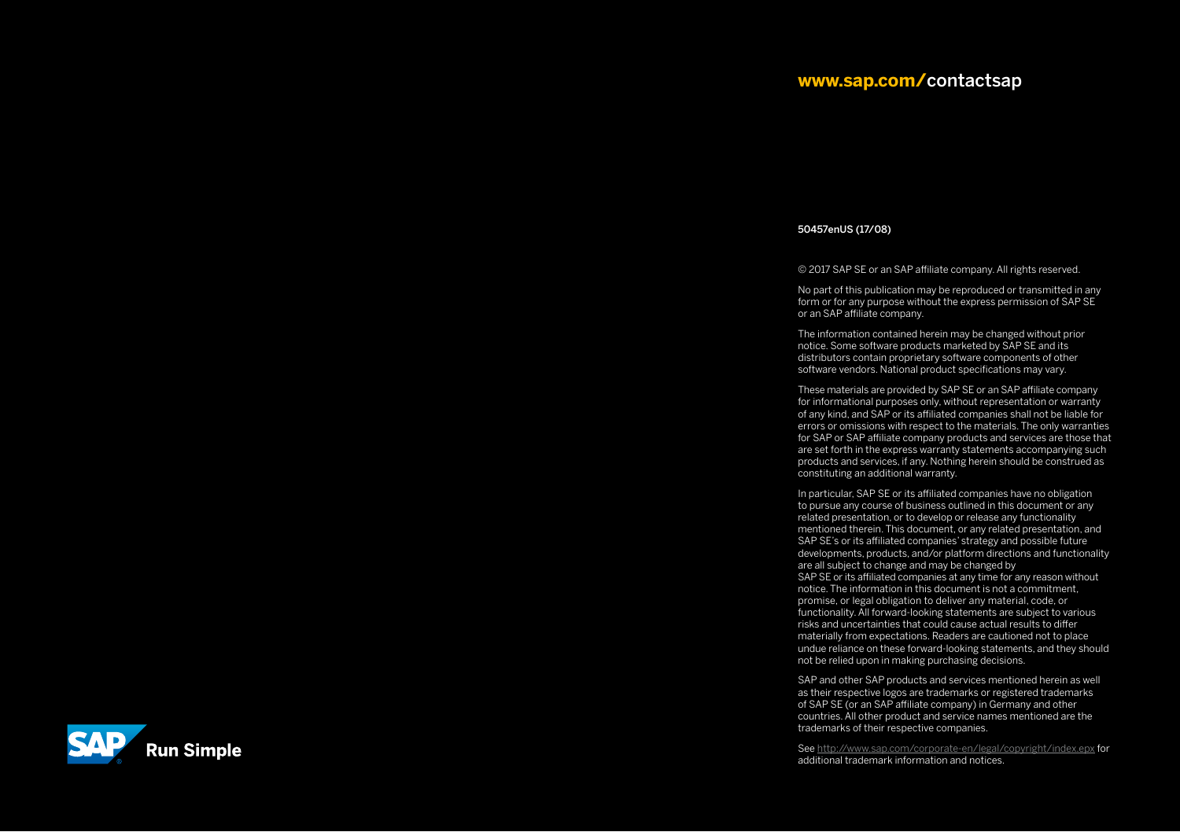**www.sap.com/contactsap**

50457enUS (17/08)

© 2017 SAP SE or an SAP affiliate company. All rights reserved.

No part of this publication may be reproduced or transmitted in any form or for any purpose without the express permission of SAP SE or an SAP affiliate company.

The information contained herein may be changed without prior notice. Some software products marketed by SAP SE and its distributors contain proprietary software components of other software vendors. National product specifications may vary.

These materials are provided by SAP SE or an SAP affiliate company for informational purposes only, without representation or warranty of any kind, and SAP or its affiliated companies shall not be liable for errors or omissions with respect to the materials. The only warranties for SAP or SAP affiliate company products and services are those that are set forth in the express warranty statements accompanying such products and services, if any. Nothing herein should be construed as constituting an additional warranty.

In particular, SAP SE or its affiliated companies have no obligation to pursue any course of business outlined in this document or any related presentation, or to develop or release any functionality mentioned therein. This document, or any related presentation, and SAP SE's or its affiliated companies' strategy and possible future developments, products, and/or platform directions and functionality are all subject to change and may be changed by SAP SE or its affiliated companies at any time for any reason without notice. The information in this document is not a commitment, promise, or legal obligation to deliver any material, code, or functionality. All forward-looking statements are subject to various risks and uncertainties that could cause actual results to differ materially from expectations. Readers are cautioned not to place undue reliance on these forward-looking statements, and they should not be relied upon in making purchasing decisions.

SAP and other SAP products and services mentioned herein as well as their respective logos are trademarks or registered trademarks of SAP SE (or an SAP affiliate company) in Germany and other countries. All other product and service names mentioned are the trademarks of their respective companies.

See http://www.sap.com/corporate-en/legal/copyright/index.epx for additional trademark information and notices.

SAP Run Simple